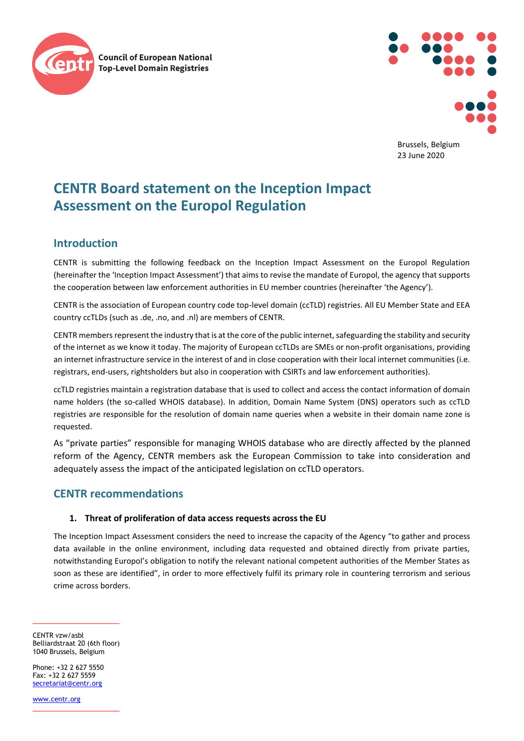Council of European National Top-Level Domain Registries

Brussels, Belgium
23 June 2020

# CENTR Board statement on the Inception Impact Assessment on the Europol Regulation

## Introduction

CENTR is submitting the following feedback on the Inception Impact Assessment on the Europol Regulation (hereinafter the 'Inception Impact Assessment') that aims to revise the mandate of Europol, the agency that supports the cooperation between law enforcement authorities in EU member countries (hereinafter 'the Agency').

CENTR is the association of European country code top-level domain (ccTLD) registries. All EU Member State and EEA country ccTLDs (such as .de, .no, and .nl) are members of CENTR.

CENTR members represent the industry that is at the core of the public internet, safeguarding the stability and security of the internet as we know it today. The majority of European ccTLDs are SMEs or non-profit organisations, providing an internet infrastructure service in the interest of and in close cooperation with their local internet communities (i.e. registrars, end-users, rightsholders but also in cooperation with CSIRTs and law enforcement authorities).

ccTLD registries maintain a registration database that is used to collect and access the contact information of domain name holders (the so-called WHOIS database). In addition, Domain Name System (DNS) operators such as ccTLD registries are responsible for the resolution of domain name queries when a website in their domain name zone is requested.

As "private parties" responsible for managing WHOIS database who are directly affected by the planned reform of the Agency, CENTR members ask the European Commission to take into consideration and adequately assess the impact of the anticipated legislation on ccTLD operators.

## CENTR recommendations

### 1. Threat of proliferation of data access requests across the EU

The Inception Impact Assessment considers the need to increase the capacity of the Agency "to gather and process data available in the online environment, including data requested and obtained directly from private parties, notwithstanding Europol's obligation to notify the relevant national competent authorities of the Member States as soon as these are identified", in order to more effectively fulfil its primary role in countering terrorism and serious crime across borders.

CENTR vzw/asbl
Belliardstraat 20 (6th floor)
1040 Brussels, Belgium

Phone: +32 2 627 5550
Fax: +32 2 627 5559
secretariat@centr.org

www.centr.org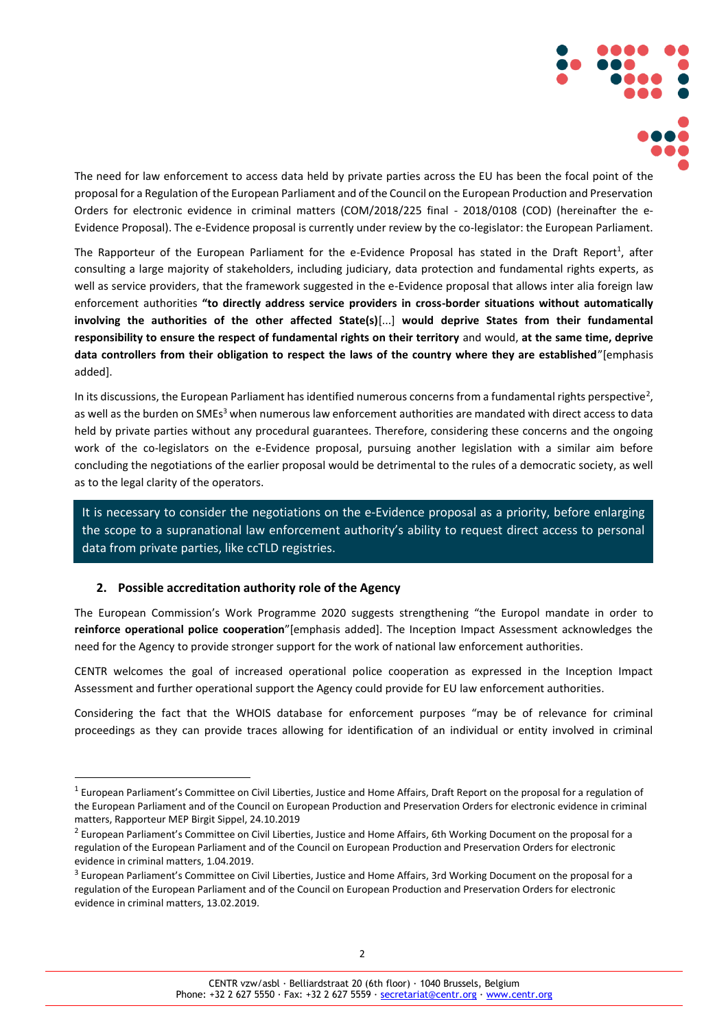The need for law enforcement to access data held by private parties across the EU has been the focal point of the proposal for a Regulation of the European Parliament and of the Council on the European Production and Preservation Orders for electronic evidence in criminal matters (COM/2018/225 final - 2018/0108 (COD) (hereinafter the e-Evidence Proposal). The e-Evidence proposal is currently under review by the co-legislator: the European Parliament.

The Rapporteur of the European Parliament for the e-Evidence Proposal has stated in the Draft Report[1], after consulting a large majority of stakeholders, including judiciary, data protection and fundamental rights experts, as well as service providers, that the framework suggested in the e-Evidence proposal that allows inter alia foreign law enforcement authorities **"to directly address service providers in cross-border situations without automatically involving the authorities of the other affected State(s)**[...] **would deprive States from their fundamental responsibility to ensure the respect of fundamental rights on their territory** and would, **at the same time, deprive data controllers from their obligation to respect the laws of the country where they are established**"[emphasis added].

In its discussions, the European Parliament has identified numerous concerns from a fundamental rights perspective[2], as well as the burden on SMEs[3] when numerous law enforcement authorities are mandated with direct access to data held by private parties without any procedural guarantees. Therefore, considering these concerns and the ongoing work of the co-legislators on the e-Evidence proposal, pursuing another legislation with a similar aim before concluding the negotiations of the earlier proposal would be detrimental to the rules of a democratic society, as well as to the legal clarity of the operators.

> It is necessary to consider the negotiations on the e-Evidence proposal as a priority, before enlarging the scope to a supranational law enforcement authority's ability to request direct access to personal data from private parties, like ccTLD registries.

### 2. Possible accreditation authority role of the Agency

The European Commission's Work Programme 2020 suggests strengthening "the Europol mandate in order to **reinforce operational police cooperation**"[emphasis added]. The Inception Impact Assessment acknowledges the need for the Agency to provide stronger support for the work of national law enforcement authorities.

CENTR welcomes the goal of increased operational police cooperation as expressed in the Inception Impact Assessment and further operational support the Agency could provide for EU law enforcement authorities.

Considering the fact that the WHOIS database for enforcement purposes "may be of relevance for criminal proceedings as they can provide traces allowing for identification of an individual or entity involved in criminal

---

[1] European Parliament's Committee on Civil Liberties, Justice and Home Affairs, Draft Report on the proposal for a regulation of the European Parliament and of the Council on European Production and Preservation Orders for electronic evidence in criminal matters, Rapporteur MEP Birgit Sippel, 24.10.2019

[2] European Parliament's Committee on Civil Liberties, Justice and Home Affairs, 6th Working Document on the proposal for a regulation of the European Parliament and of the Council on European Production and Preservation Orders for electronic evidence in criminal matters, 1.04.2019.

[3] European Parliament's Committee on Civil Liberties, Justice and Home Affairs, 3rd Working Document on the proposal for a regulation of the European Parliament and of the Council on European Production and Preservation Orders for electronic evidence in criminal matters, 13.02.2019.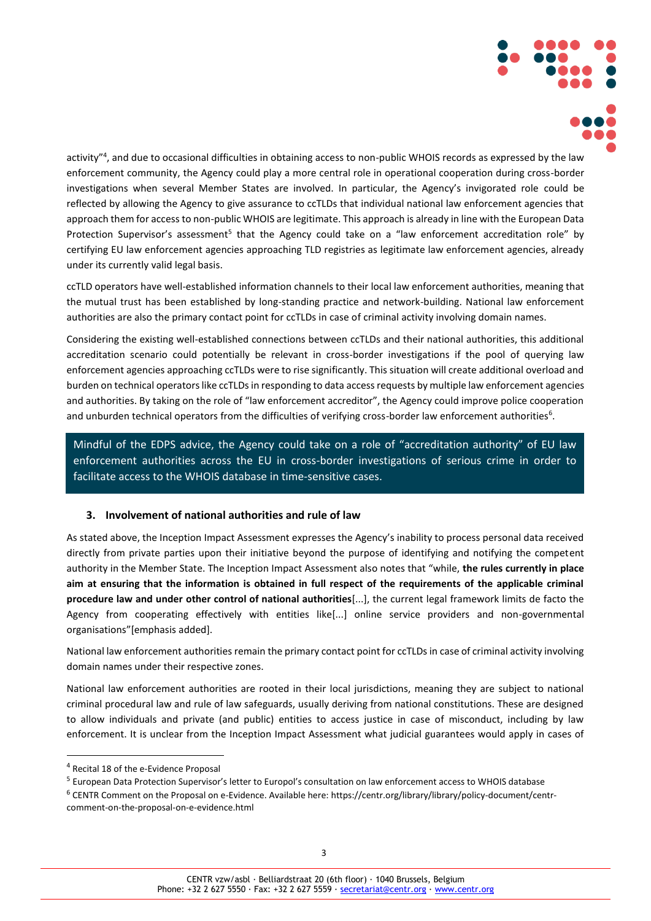activity"[4], and due to occasional difficulties in obtaining access to non-public WHOIS records as expressed by the law enforcement community, the Agency could play a more central role in operational cooperation during cross-border investigations when several Member States are involved. In particular, the Agency's invigorated role could be reflected by allowing the Agency to give assurance to ccTLDs that individual national law enforcement agencies that approach them for access to non-public WHOIS are legitimate. This approach is already in line with the European Data Protection Supervisor's assessment[5] that the Agency could take on a "law enforcement accreditation role" by certifying EU law enforcement agencies approaching TLD registries as legitimate law enforcement agencies, already under its currently valid legal basis.

ccTLD operators have well-established information channels to their local law enforcement authorities, meaning that the mutual trust has been established by long-standing practice and network-building. National law enforcement authorities are also the primary contact point for ccTLDs in case of criminal activity involving domain names.

Considering the existing well-established connections between ccTLDs and their national authorities, this additional accreditation scenario could potentially be relevant in cross-border investigations if the pool of querying law enforcement agencies approaching ccTLDs were to rise significantly. This situation will create additional overload and burden on technical operators like ccTLDs in responding to data access requests by multiple law enforcement agencies and authorities. By taking on the role of "law enforcement accreditor", the Agency could improve police cooperation and unburden technical operators from the difficulties of verifying cross-border law enforcement authorities[6].

> Mindful of the EDPS advice, the Agency could take on a role of "accreditation authority" of EU law enforcement authorities across the EU in cross-border investigations of serious crime in order to facilitate access to the WHOIS database in time-sensitive cases.

### 3. Involvement of national authorities and rule of law

As stated above, the Inception Impact Assessment expresses the Agency's inability to process personal data received directly from private parties upon their initiative beyond the purpose of identifying and notifying the competent authority in the Member State. The Inception Impact Assessment also notes that "while, **the rules currently in place aim at ensuring that the information is obtained in full respect of the requirements of the applicable criminal procedure law and under other control of national authorities**[...], the current legal framework limits de facto the Agency from cooperating effectively with entities like[...] online service providers and non-governmental organisations"[emphasis added].

National law enforcement authorities remain the primary contact point for ccTLDs in case of criminal activity involving domain names under their respective zones.

National law enforcement authorities are rooted in their local jurisdictions, meaning they are subject to national criminal procedural law and rule of law safeguards, usually deriving from national constitutions. These are designed to allow individuals and private (and public) entities to access justice in case of misconduct, including by law enforcement. It is unclear from the Inception Impact Assessment what judicial guarantees would apply in cases of

---

[4] Recital 18 of the e-Evidence Proposal

[5] European Data Protection Supervisor's letter to Europol's consultation on law enforcement access to WHOIS database

[6] CENTR Comment on the Proposal on e-Evidence. Available here: https://centr.org/library/library/policy-document/centr-comment-on-the-proposal-on-e-evidence.html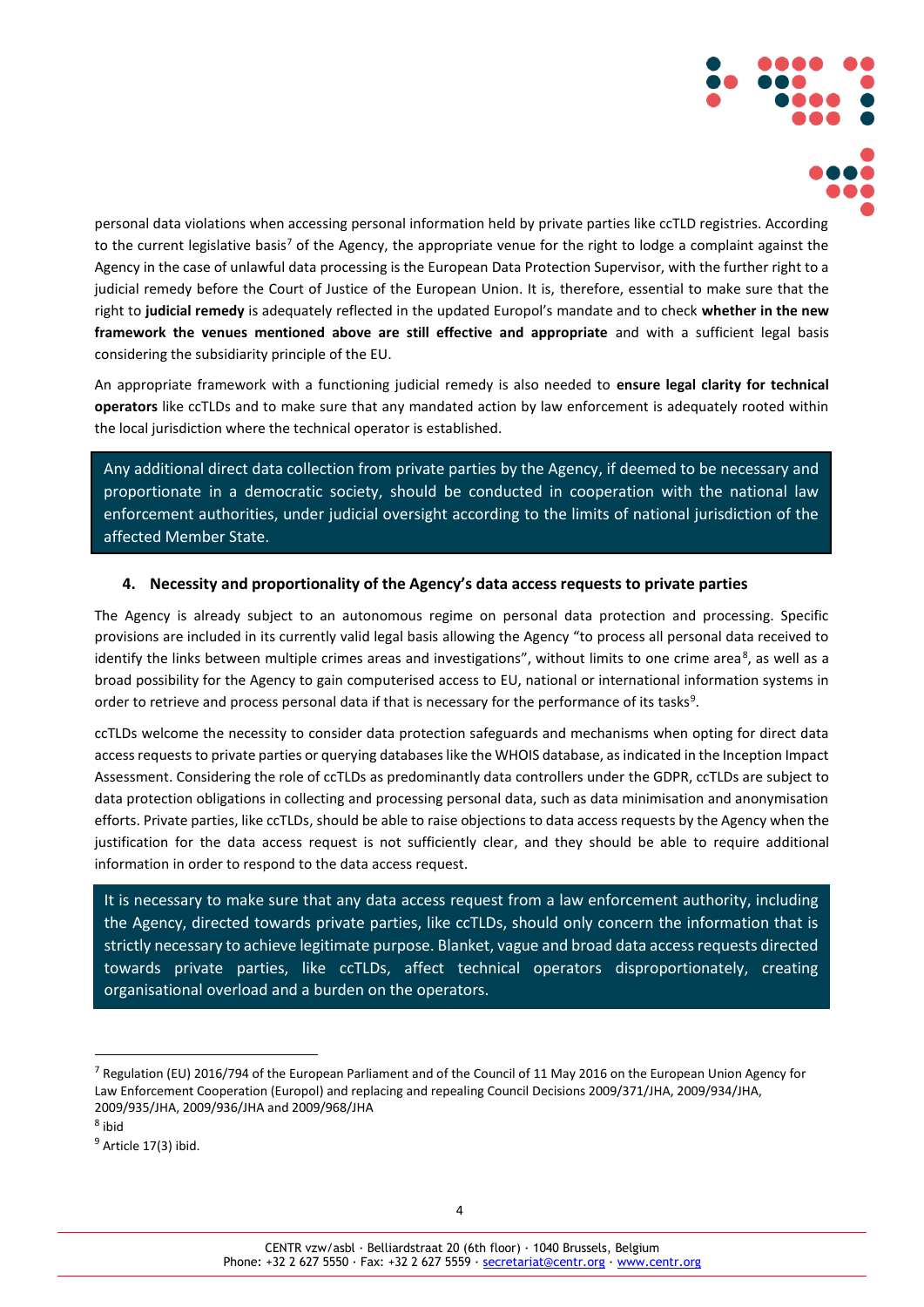personal data violations when accessing personal information held by private parties like ccTLD registries. According to the current legislative basis[7] of the Agency, the appropriate venue for the right to lodge a complaint against the Agency in the case of unlawful data processing is the European Data Protection Supervisor, with the further right to a judicial remedy before the Court of Justice of the European Union. It is, therefore, essential to make sure that the right to **judicial remedy** is adequately reflected in the updated Europol's mandate and to check **whether in the new framework the venues mentioned above are still effective and appropriate** and with a sufficient legal basis considering the subsidiarity principle of the EU.

An appropriate framework with a functioning judicial remedy is also needed to **ensure legal clarity for technical operators** like ccTLDs and to make sure that any mandated action by law enforcement is adequately rooted within the local jurisdiction where the technical operator is established.

> Any additional direct data collection from private parties by the Agency, if deemed to be necessary and proportionate in a democratic society, should be conducted in cooperation with the national law enforcement authorities, under judicial oversight according to the limits of national jurisdiction of the affected Member State.

### 4. Necessity and proportionality of the Agency's data access requests to private parties

The Agency is already subject to an autonomous regime on personal data protection and processing. Specific provisions are included in its currently valid legal basis allowing the Agency "to process all personal data received to identify the links between multiple crimes areas and investigations", without limits to one crime area[8], as well as a broad possibility for the Agency to gain computerised access to EU, national or international information systems in order to retrieve and process personal data if that is necessary for the performance of its tasks[9].

ccTLDs welcome the necessity to consider data protection safeguards and mechanisms when opting for direct data access requests to private parties or querying databases like the WHOIS database, as indicated in the Inception Impact Assessment. Considering the role of ccTLDs as predominantly data controllers under the GDPR, ccTLDs are subject to data protection obligations in collecting and processing personal data, such as data minimisation and anonymisation efforts. Private parties, like ccTLDs, should be able to raise objections to data access requests by the Agency when the justification for the data access request is not sufficiently clear, and they should be able to require additional information in order to respond to the data access request.

> It is necessary to make sure that any data access request from a law enforcement authority, including the Agency, directed towards private parties, like ccTLDs, should only concern the information that is strictly necessary to achieve legitimate purpose. Blanket, vague and broad data access requests directed towards private parties, like ccTLDs, affect technical operators disproportionately, creating organisational overload and a burden on the operators.

---

[7] Regulation (EU) 2016/794 of the European Parliament and of the Council of 11 May 2016 on the European Union Agency for Law Enforcement Cooperation (Europol) and replacing and repealing Council Decisions 2009/371/JHA, 2009/934/JHA, 2009/935/JHA, 2009/936/JHA and 2009/968/JHA

[8] ibid

[9] Article 17(3) ibid.

CENTR vzw/asbl · Belliardstraat 20 (6th floor) · 1040 Brussels, Belgium
Phone: +32 2 627 5550 · Fax: +32 2 627 5559 · secretariat@centr.org · www.centr.org